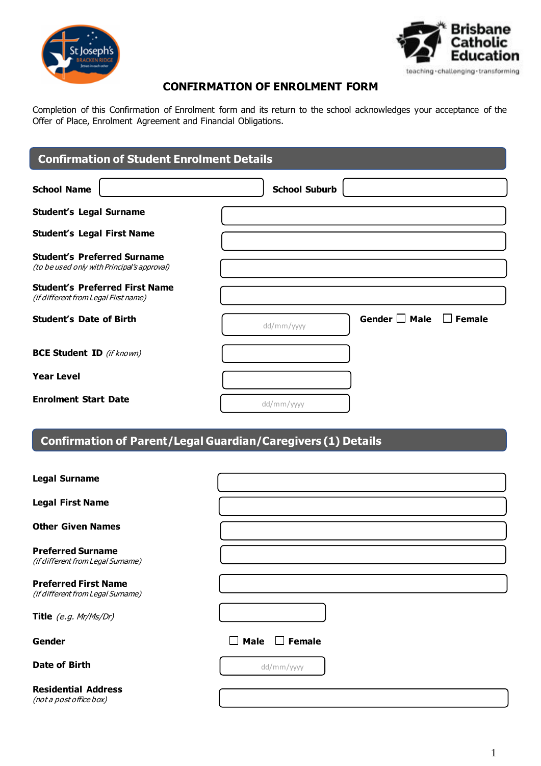# CONFIRMATION OF ENROLMENT FORM

Completion of this Confirmation of Enrolment form and its return to the school acknowledges your acceptance of the Offer of Place, Enrolment Agreement and Financial Obligations.

## Confirmation of Student Enrolment Details

**School Name** ________ **School Suburb** ________

**Student's Legal Surname** ________

**Student's Legal First Name** ________

**Student's Preferred Surname**
*(to be used only with Principal's approval)* ________

**Student's Preferred First Name**
*(if different from Legal First name)* ________

**Student's Date of Birth** dd/mm/yyyy **Gender** ☐ **Male** ☐ **Female**

**BCE Student ID** *(if known)* ________

**Year Level** ________

**Enrolment Start Date** dd/mm/yyyy

## Confirmation of Parent/Legal Guardian/Caregivers (1) Details

**Legal Surname** ________

**Legal First Name** ________

**Other Given Names** ________

**Preferred Surname**
*(if different from Legal Surname)* ________

**Preferred First Name**
*(if different from Legal Surname)* ________

**Title** *(e.g. Mr/Ms/Dr)* ________

**Gender** ☐ **Male** ☐ **Female**

**Date of Birth** dd/mm/yyyy

**Residential Address**
*(not a post office box)* ________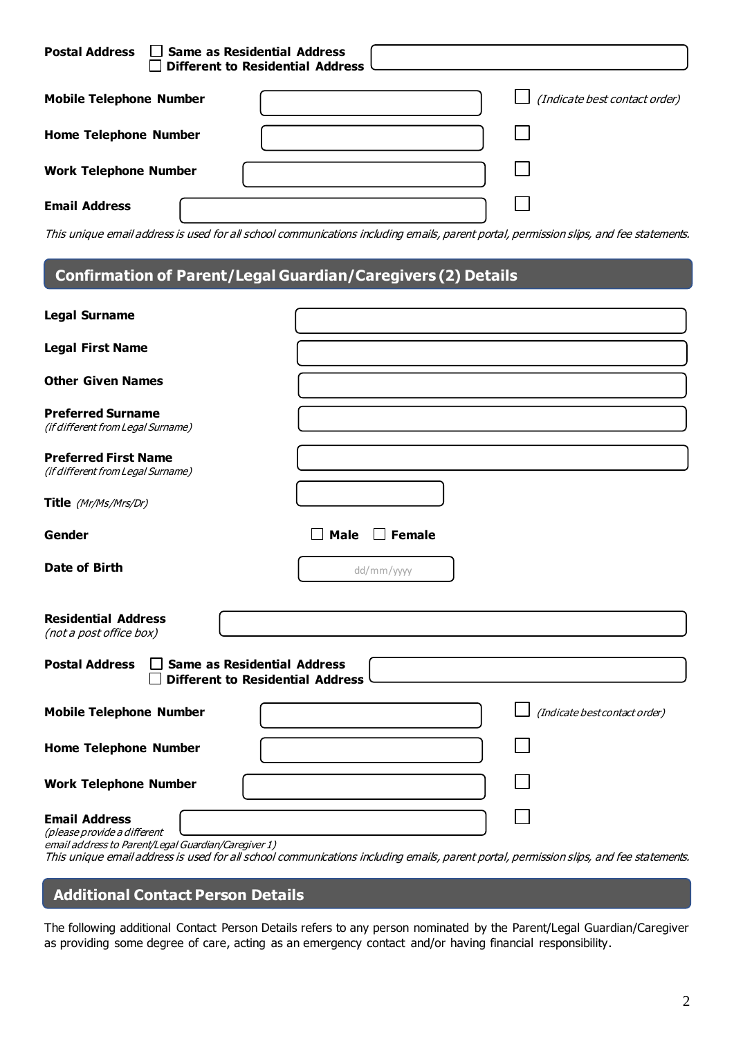**Postal Address** ☐ **Same as Residential Address** ☐ **Different to Residential Address**

**Mobile Telephone Number** ☐ *(Indicate best contact order)*

**Home Telephone Number** ☐

**Work Telephone Number** ☐

**Email Address** ☐

*This unique email address is used for all school communications including emails, parent portal, permission slips, and fee statements.*

## Confirmation of Parent/Legal Guardian/Caregivers (2) Details

**Legal Surname**

**Legal First Name**

**Other Given Names**

**Preferred Surname**
*(if different from Legal Surname)*

**Preferred First Name**
*(if different from Legal Surname)*

**Title** *(Mr/Ms/Mrs/Dr)*

**Gender** ☐ **Male** ☐ **Female**

**Date of Birth** dd/mm/yyyy

**Residential Address**
*(not a post office box)*

**Postal Address** ☐ **Same as Residential Address** ☐ **Different to Residential Address**

**Mobile Telephone Number** ☐ *(Indicate best contact order)*

**Home Telephone Number** ☐

**Work Telephone Number** ☐

**Email Address** ☐
*(please provide a different email address to Parent/Legal Guardian/Caregiver 1)*

*This unique email address is used for all school communications including emails, parent portal, permission slips, and fee statements.*

## Additional Contact Person Details

The following additional Contact Person Details refers to any person nominated by the Parent/Legal Guardian/Caregiver as providing some degree of care, acting as an emergency contact and/or having financial responsibility.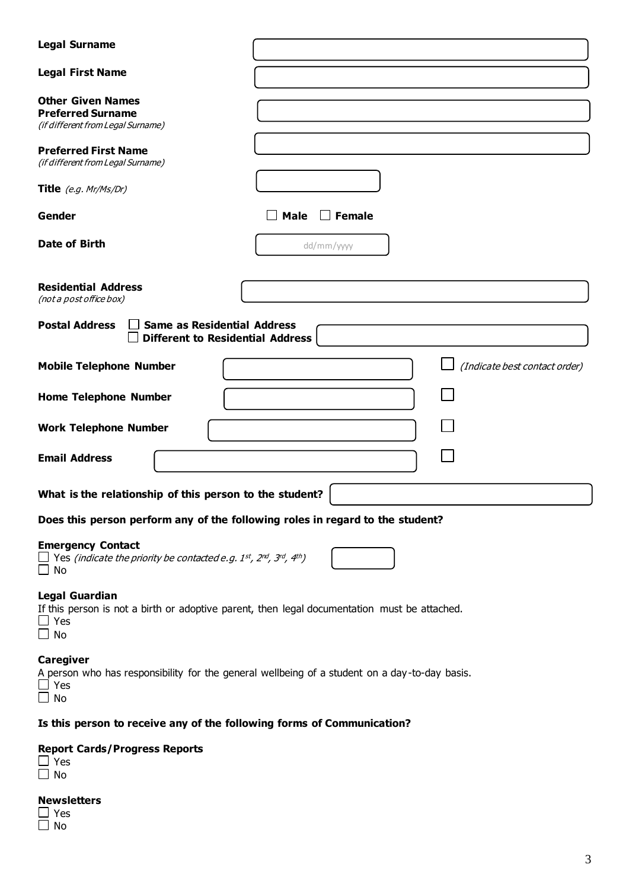**Legal Surname**

**Legal First Name**

**Other Given Names**

**Preferred Surname**
*(if different from Legal Surname)*

**Preferred First Name**
*(if different from Legal Surname)*

**Title** *(e.g. Mr/Ms/Dr)*

**Gender** ☐ **Male** ☐ **Female**

**Date of Birth** dd/mm/yyyy

**Residential Address**
*(not a post office box)*

**Postal Address** ☐ **Same as Residential Address**
☐ **Different to Residential Address**

**Mobile Telephone Number** ☐ *(Indicate best contact order)*

**Home Telephone Number** ☐

**Work Telephone Number** ☐

**Email Address** ☐

**What is the relationship of this person to the student?**

**Does this person perform any of the following roles in regard to the student?**

**Emergency Contact**
☐ Yes *(indicate the priority be contacted e.g. 1st, 2nd, 3rd, 4th)*
☐ No

**Legal Guardian**
If this person is not a birth or adoptive parent, then legal documentation must be attached.
☐ Yes
☐ No

**Caregiver**
A person who has responsibility for the general wellbeing of a student on a day-to-day basis.
☐ Yes
☐ No

**Is this person to receive any of the following forms of Communication?**

**Report Cards/Progress Reports**
☐ Yes
☐ No

**Newsletters**
☐ Yes
☐ No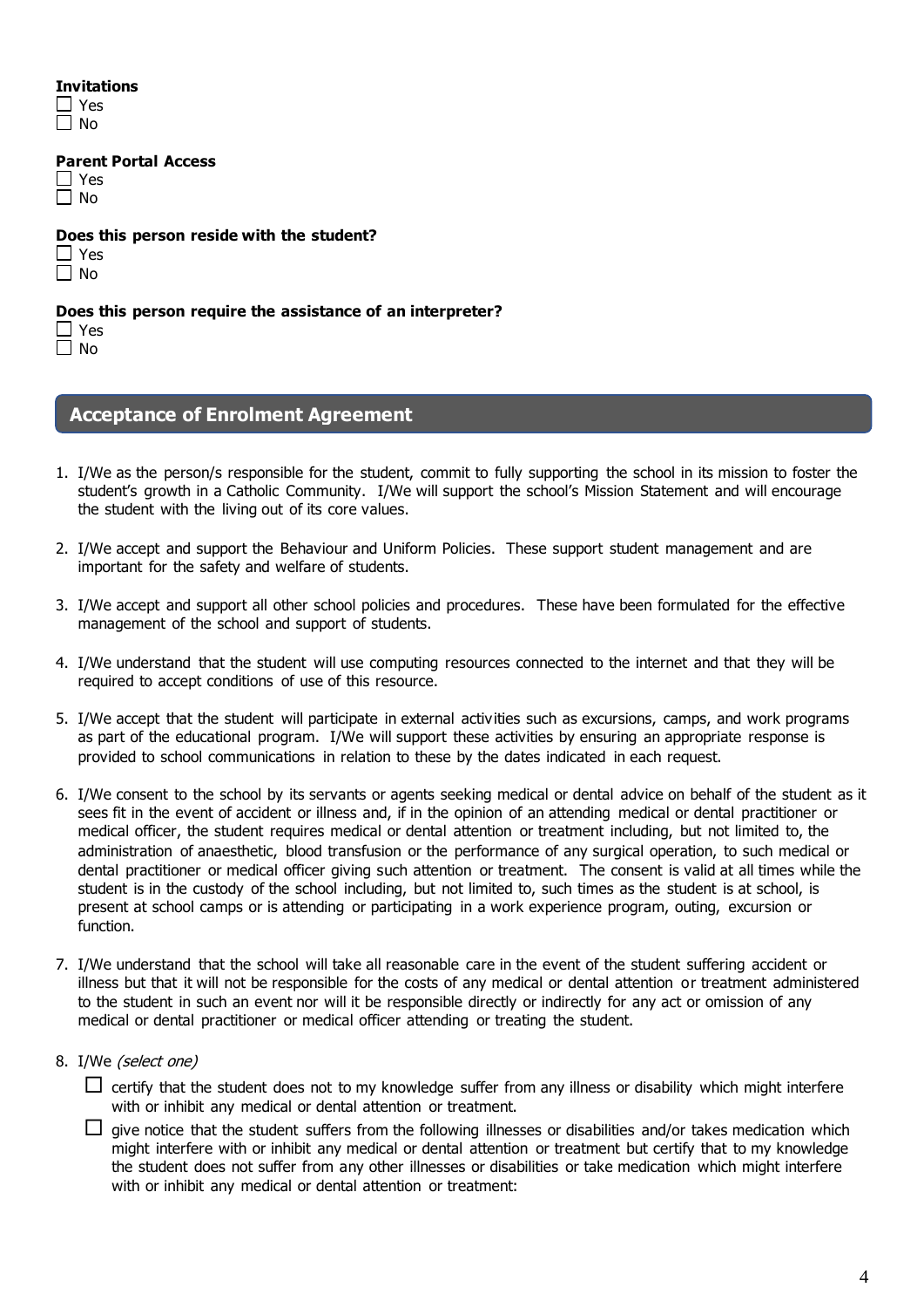**Invitations**

☐ Yes
☐ No

**Parent Portal Access**

☐ Yes
☐ No

**Does this person reside with the student?**

☐ Yes
☐ No

**Does this person require the assistance of an interpreter?**

☐ Yes
☐ No

## Acceptance of Enrolment Agreement

1. I/We as the person/s responsible for the student, commit to fully supporting the school in its mission to foster the student's growth in a Catholic Community. I/We will support the school's Mission Statement and will encourage the student with the living out of its core values.

2. I/We accept and support the Behaviour and Uniform Policies. These support student management and are important for the safety and welfare of students.

3. I/We accept and support all other school policies and procedures. These have been formulated for the effective management of the school and support of students.

4. I/We understand that the student will use computing resources connected to the internet and that they will be required to accept conditions of use of this resource.

5. I/We accept that the student will participate in external activities such as excursions, camps, and work programs as part of the educational program. I/We will support these activities by ensuring an appropriate response is provided to school communications in relation to these by the dates indicated in each request.

6. I/We consent to the school by its servants or agents seeking medical or dental advice on behalf of the student as it sees fit in the event of accident or illness and, if in the opinion of an attending medical or dental practitioner or medical officer, the student requires medical or dental attention or treatment including, but not limited to, the administration of anaesthetic, blood transfusion or the performance of any surgical operation, to such medical or dental practitioner or medical officer giving such attention or treatment. The consent is valid at all times while the student is in the custody of the school including, but not limited to, such times as the student is at school, is present at school camps or is attending or participating in a work experience program, outing, excursion or function.

7. I/We understand that the school will take all reasonable care in the event of the student suffering accident or illness but that it will not be responsible for the costs of any medical or dental attention or treatment administered to the student in such an event nor will it be responsible directly or indirectly for any act or omission of any medical or dental practitioner or medical officer attending or treating the student.

8. I/We *(select one)*

   ☐ certify that the student does not to my knowledge suffer from any illness or disability which might interfere with or inhibit any medical or dental attention or treatment.

   ☐ give notice that the student suffers from the following illnesses or disabilities and/or takes medication which might interfere with or inhibit any medical or dental attention or treatment but certify that to my knowledge the student does not suffer from any other illnesses or disabilities or take medication which might interfere with or inhibit any medical or dental attention or treatment: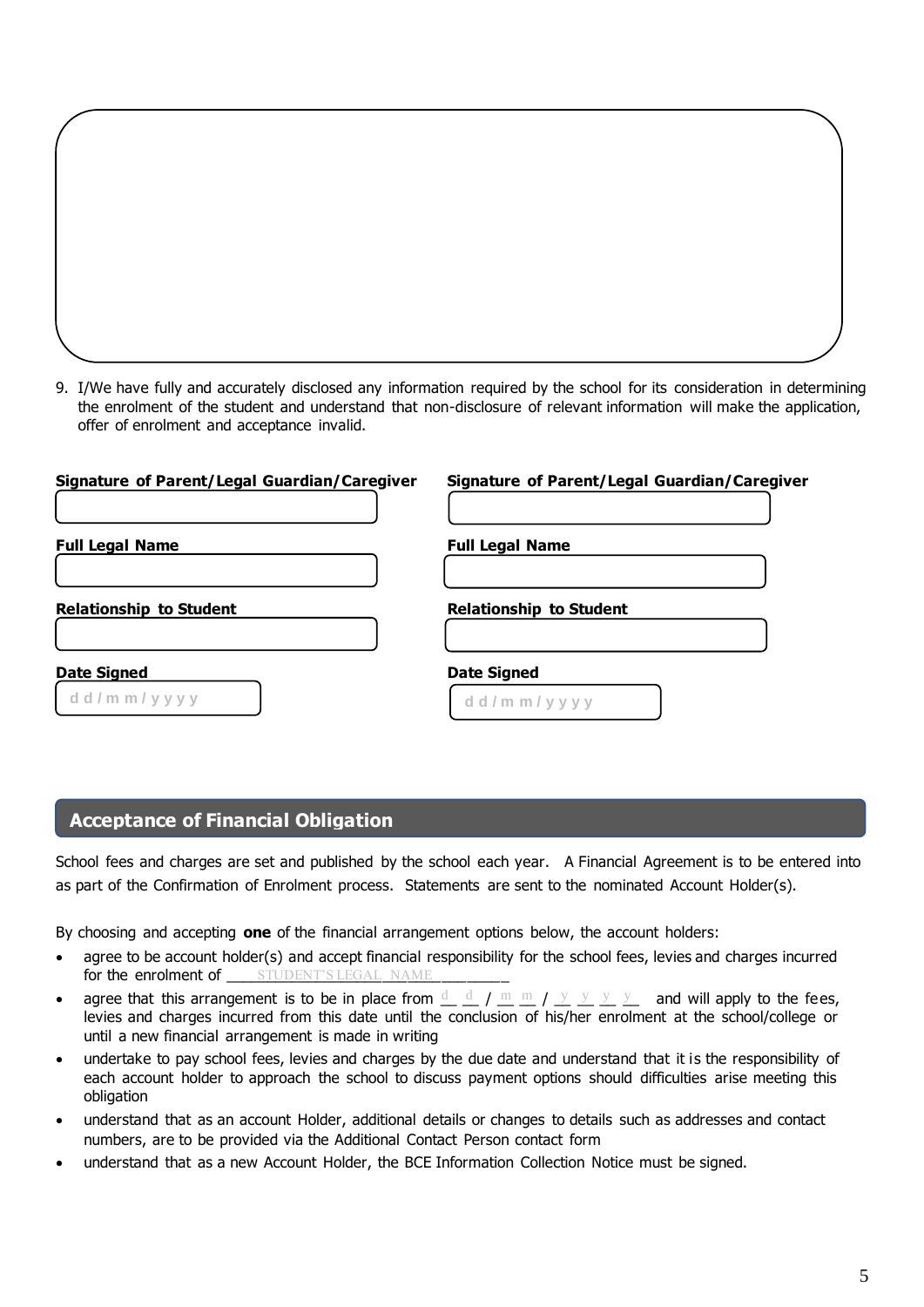9. I/We have fully and accurately disclosed any information required by the school for its consideration in determining the enrolment of the student and understand that non-disclosure of relevant information will make the application, offer of enrolment and acceptance invalid.

| **Signature of Parent/Legal Guardian/Caregiver** | **Signature of Parent/Legal Guardian/Caregiver** |
|---|---|
| | |
| **Full Legal Name** | **Full Legal Name** |
| | |
| **Relationship to Student** | **Relationship to Student** |
| | |
| **Date Signed** | **Date Signed** |
| d d / m m / y y y y | d d / m m / y y y y |

## Acceptance of Financial Obligation

School fees and charges are set and published by the school each year. A Financial Agreement is to be entered into as part of the Confirmation of Enrolment process. Statements are sent to the nominated Account Holder(s).

By choosing and accepting **one** of the financial arrangement options below, the account holders:

- agree to be account holder(s) and accept financial responsibility for the school fees, levies and charges incurred for the enrolment of ___STUDENT'S LEGAL NAME___
- agree that this arrangement is to be in place from d d / m m / y y y y and will apply to the fees, levies and charges incurred from this date until the conclusion of his/her enrolment at the school/college or until a new financial arrangement is made in writing
- undertake to pay school fees, levies and charges by the due date and understand that it is the responsibility of each account holder to approach the school to discuss payment options should difficulties arise meeting this obligation
- understand that as an account Holder, additional details or changes to details such as addresses and contact numbers, are to be provided via the Additional Contact Person contact form
- understand that as a new Account Holder, the BCE Information Collection Notice must be signed.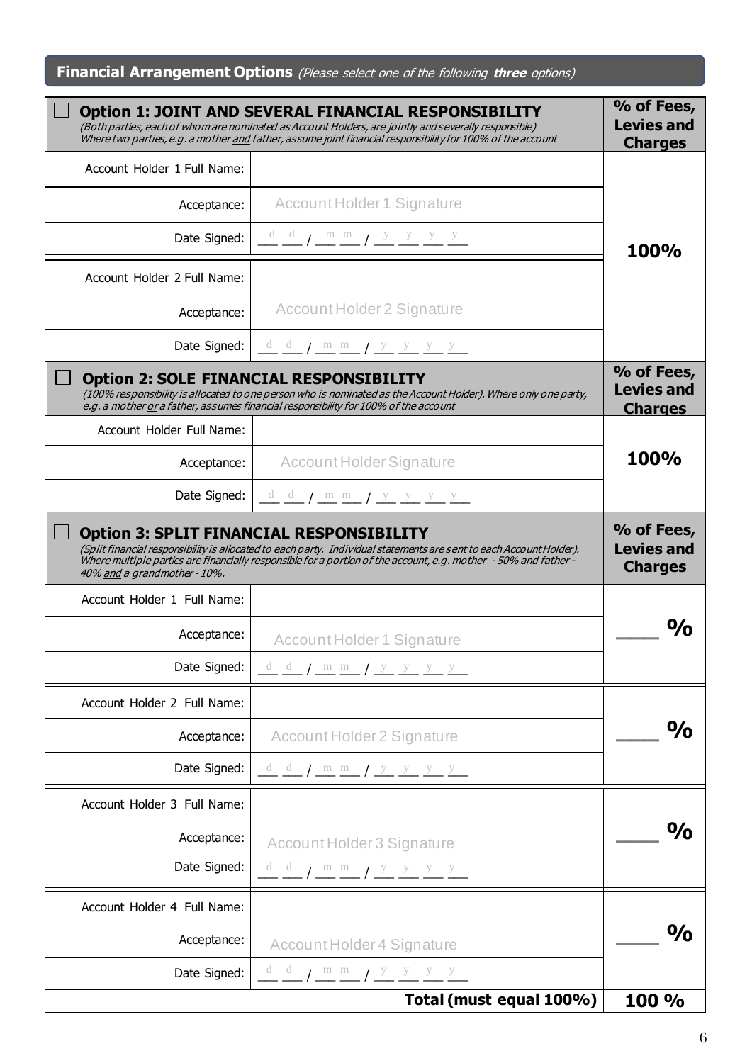## Financial Arrangement Options *(Please select one of the following **three** options)*

| ☐ **Option 1: JOINT AND SEVERAL FINANCIAL RESPONSIBILITY** *(Both parties, each of whom are nominated as Account Holders, are jointly and severally responsible) Where two parties, e.g. a mother and father, assume joint financial responsibility for 100% of the account* | | **% of Fees, Levies and Charges** |
|---|---|---|
| Account Holder 1 Full Name: | | **100%** |
| Acceptance: | Account Holder 1 Signature | |
| Date Signed: | d d / m m / y y y y | |
| Account Holder 2 Full Name: | | |
| Acceptance: | Account Holder 2 Signature | |
| Date Signed: | d d / m m / y y y y | |

| ☐ **Option 2: SOLE FINANCIAL RESPONSIBILITY** *(100% responsibility is allocated to one person who is nominated as the Account Holder). Where only one party, e.g. a mother or a father, assumes financial responsibility for 100% of the account* | | **% of Fees, Levies and Charges** |
|---|---|---|
| Account Holder Full Name: | | **100%** |
| Acceptance: | Account Holder Signature | |
| Date Signed: | d d / m m / y y y y | |

| ☐ **Option 3: SPLIT FINANCIAL RESPONSIBILITY** *(Split financial responsibility is allocated to each party. Individual statements are sent to each Account Holder). Where multiple parties are financially responsible for a portion of the account, e.g. mother - 50% and father - 40% and a grandmother - 10%.* | | **% of Fees, Levies and Charges** |
|---|---|---|
| Account Holder 1 Full Name: | | ____ % |
| Acceptance: | Account Holder 1 Signature | |
| Date Signed: | d d / m m / y y y y | |
| Account Holder 2 Full Name: | | ____ % |
| Acceptance: | Account Holder 2 Signature | |
| Date Signed: | d d / m m / y y y y | |
| Account Holder 3 Full Name: | | ____ % |
| Acceptance: | Account Holder 3 Signature | |
| Date Signed: | d d / m m / y y y y | |
| Account Holder 4 Full Name: | | ____ % |
| Acceptance: | Account Holder 4 Signature | |
| Date Signed: | d d / m m / y y y y | |
| | **Total (must equal 100%)** | **100 %** |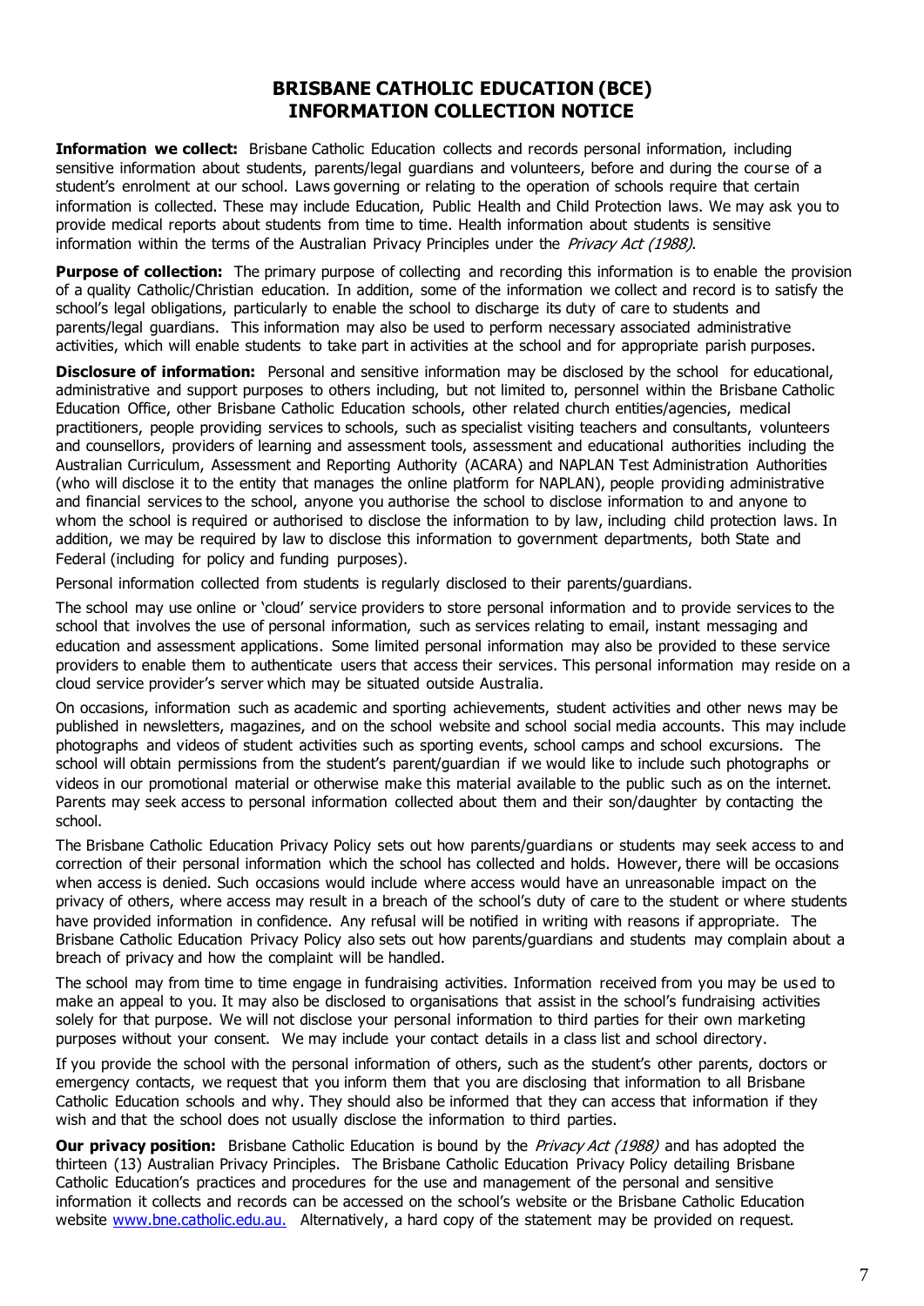# BRISBANE CATHOLIC EDUCATION (BCE)
# INFORMATION COLLECTION NOTICE

**Information we collect:** Brisbane Catholic Education collects and records personal information, including sensitive information about students, parents/legal guardians and volunteers, before and during the course of a student's enrolment at our school. Laws governing or relating to the operation of schools require that certain information is collected. These may include Education, Public Health and Child Protection laws. We may ask you to provide medical reports about students from time to time. Health information about students is sensitive information within the terms of the Australian Privacy Principles under the *Privacy Act (1988)*.

**Purpose of collection:** The primary purpose of collecting and recording this information is to enable the provision of a quality Catholic/Christian education. In addition, some of the information we collect and record is to satisfy the school's legal obligations, particularly to enable the school to discharge its duty of care to students and parents/legal guardians. This information may also be used to perform necessary associated administrative activities, which will enable students to take part in activities at the school and for appropriate parish purposes.

**Disclosure of information:** Personal and sensitive information may be disclosed by the school for educational, administrative and support purposes to others including, but not limited to, personnel within the Brisbane Catholic Education Office, other Brisbane Catholic Education schools, other related church entities/agencies, medical practitioners, people providing services to schools, such as specialist visiting teachers and consultants, volunteers and counsellors, providers of learning and assessment tools, assessment and educational authorities including the Australian Curriculum, Assessment and Reporting Authority (ACARA) and NAPLAN Test Administration Authorities (who will disclose it to the entity that manages the online platform for NAPLAN), people providing administrative and financial services to the school, anyone you authorise the school to disclose information to and anyone to whom the school is required or authorised to disclose the information to by law, including child protection laws. In addition, we may be required by law to disclose this information to government departments, both State and Federal (including for policy and funding purposes).

Personal information collected from students is regularly disclosed to their parents/guardians.

The school may use online or 'cloud' service providers to store personal information and to provide services to the school that involves the use of personal information, such as services relating to email, instant messaging and education and assessment applications. Some limited personal information may also be provided to these service providers to enable them to authenticate users that access their services. This personal information may reside on a cloud service provider's server which may be situated outside Australia.

On occasions, information such as academic and sporting achievements, student activities and other news may be published in newsletters, magazines, and on the school website and school social media accounts. This may include photographs and videos of student activities such as sporting events, school camps and school excursions. The school will obtain permissions from the student's parent/guardian if we would like to include such photographs or videos in our promotional material or otherwise make this material available to the public such as on the internet. Parents may seek access to personal information collected about them and their son/daughter by contacting the school.

The Brisbane Catholic Education Privacy Policy sets out how parents/guardians or students may seek access to and correction of their personal information which the school has collected and holds. However, there will be occasions when access is denied. Such occasions would include where access would have an unreasonable impact on the privacy of others, where access may result in a breach of the school's duty of care to the student or where students have provided information in confidence. Any refusal will be notified in writing with reasons if appropriate. The Brisbane Catholic Education Privacy Policy also sets out how parents/guardians and students may complain about a breach of privacy and how the complaint will be handled.

The school may from time to time engage in fundraising activities. Information received from you may be used to make an appeal to you. It may also be disclosed to organisations that assist in the school's fundraising activities solely for that purpose. We will not disclose your personal information to third parties for their own marketing purposes without your consent. We may include your contact details in a class list and school directory.

If you provide the school with the personal information of others, such as the student's other parents, doctors or emergency contacts, we request that you inform them that you are disclosing that information to all Brisbane Catholic Education schools and why. They should also be informed that they can access that information if they wish and that the school does not usually disclose the information to third parties.

**Our privacy position:** Brisbane Catholic Education is bound by the *Privacy Act (1988)* and has adopted the thirteen (13) Australian Privacy Principles. The Brisbane Catholic Education Privacy Policy detailing Brisbane Catholic Education's practices and procedures for the use and management of the personal and sensitive information it collects and records can be accessed on the school's website or the Brisbane Catholic Education website www.bne.catholic.edu.au. Alternatively, a hard copy of the statement may be provided on request.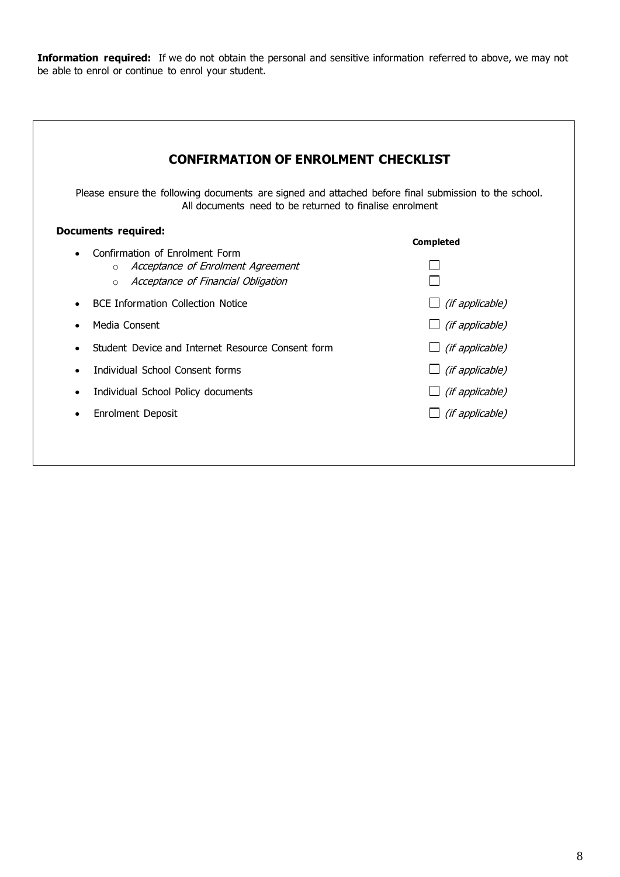**Information required:** If we do not obtain the personal and sensitive information referred to above, we may not be able to enrol or continue to enrol your student.

## CONFIRMATION OF ENROLMENT CHECKLIST

Please ensure the following documents are signed and attached before final submission to the school. All documents need to be returned to finalise enrolment

**Documents required:**

| Document | Completed |
|---|---|
| • Confirmation of Enrolment Form | |
| ◦ *Acceptance of Enrolment Agreement* | ☐ |
| ◦ *Acceptance of Financial Obligation* | ☐ |
| • BCE Information Collection Notice | ☐ *(if applicable)* |
| • Media Consent | ☐ *(if applicable)* |
| • Student Device and Internet Resource Consent form | ☐ *(if applicable)* |
| • Individual School Consent forms | ☐ *(if applicable)* |
| • Individual School Policy documents | ☐ *(if applicable)* |
| • Enrolment Deposit | ☐ *(if applicable)* |